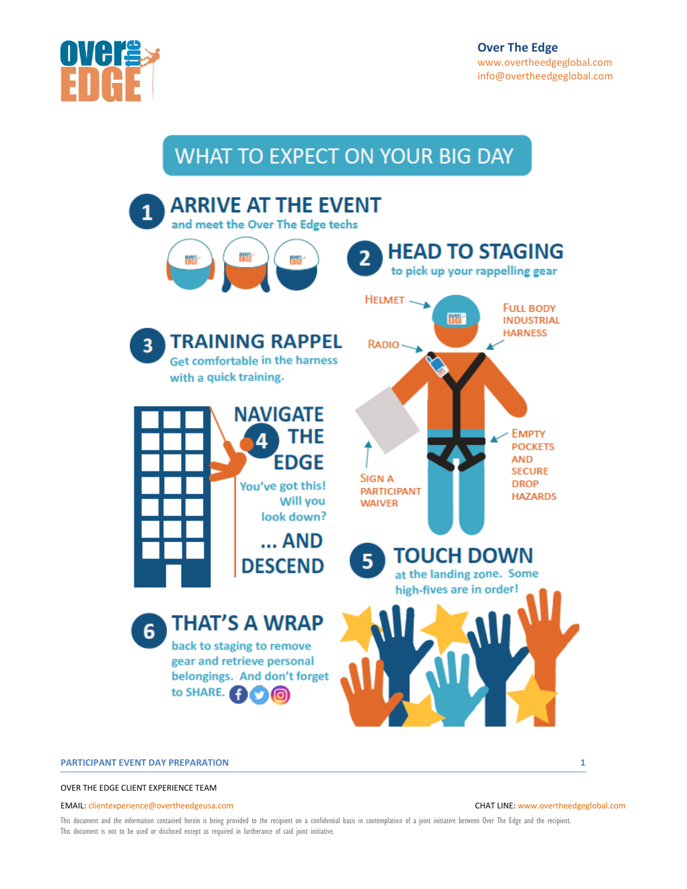**Over The Edge**
www.overtheedgeglobal.com
info@overtheedgeglobal.com

# WHAT TO EXPECT ON YOUR BIG DAY

## 1 ARRIVE AT THE EVENT

and meet the Over The Edge techs

## 2 HEAD TO STAGING

to pick up your rappelling gear

- HELMET
- RADIO
- FULL BODY INDUSTRIAL HARNESS
- SIGN A PARTICIPANT WAIVER
- EMPTY POCKETS AND SECURE DROP HAZARDS

## 3 TRAINING RAPPEL

Get comfortable in the harness with a quick training.

## 4 NAVIGATE THE EDGE

You've got this! Will you look down?

... AND DESCEND

## 5 TOUCH DOWN

at the landing zone. Some high-fives are in order!

## 6 THAT'S A WRAP

back to staging to remove gear and retrieve personal belongings. And don't forget to SHARE.

OVER THE EDGE CLIENT EXPERIENCE TEAM

EMAIL: clientexperience@overtheedgeusa.com

CHAT LINE: www.overtheedgeglobal.com

This document and the information contained herein is being provided to the recipient on a confidential basis in contemplation of a joint initiative between Over The Edge and the recipient. This document is not to be used or disclosed except as required in furtherance of said joint initiative.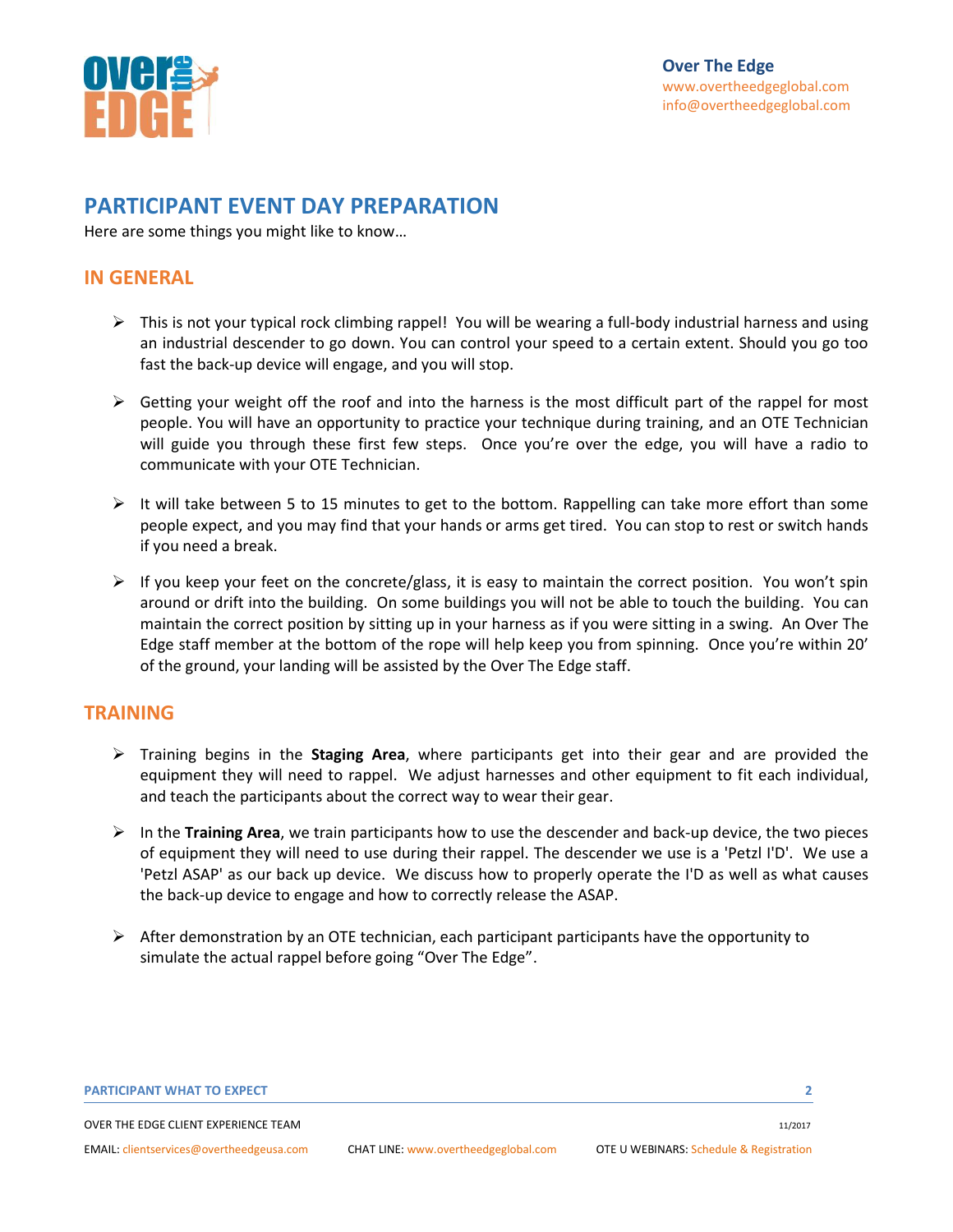## PARTICIPANT EVENT DAY PREPARATION

Here are some things you might like to know…

### IN GENERAL

- This is not your typical rock climbing rappel! You will be wearing a full-body industrial harness and using an industrial descender to go down. You can control your speed to a certain extent. Should you go too fast the back-up device will engage, and you will stop.
- Getting your weight off the roof and into the harness is the most difficult part of the rappel for most people. You will have an opportunity to practice your technique during training, and an OTE Technician will guide you through these first few steps. Once you're over the edge, you will have a radio to communicate with your OTE Technician.
- It will take between 5 to 15 minutes to get to the bottom. Rappelling can take more effort than some people expect, and you may find that your hands or arms get tired. You can stop to rest or switch hands if you need a break.
- If you keep your feet on the concrete/glass, it is easy to maintain the correct position. You won't spin around or drift into the building. On some buildings you will not be able to touch the building. You can maintain the correct position by sitting up in your harness as if you were sitting in a swing. An Over The Edge staff member at the bottom of the rope will help keep you from spinning. Once you're within 20' of the ground, your landing will be assisted by the Over The Edge staff.

### TRAINING

- Training begins in the **Staging Area**, where participants get into their gear and are provided the equipment they will need to rappel. We adjust harnesses and other equipment to fit each individual, and teach the participants about the correct way to wear their gear.
- In the **Training Area**, we train participants how to use the descender and back-up device, the two pieces of equipment they will need to use during their rappel. The descender we use is a 'Petzl I'D'. We use a 'Petzl ASAP' as our back up device. We discuss how to properly operate the I'D as well as what causes the back-up device to engage and how to correctly release the ASAP.
- After demonstration by an OTE technician, each participant participants have the opportunity to simulate the actual rappel before going "Over The Edge".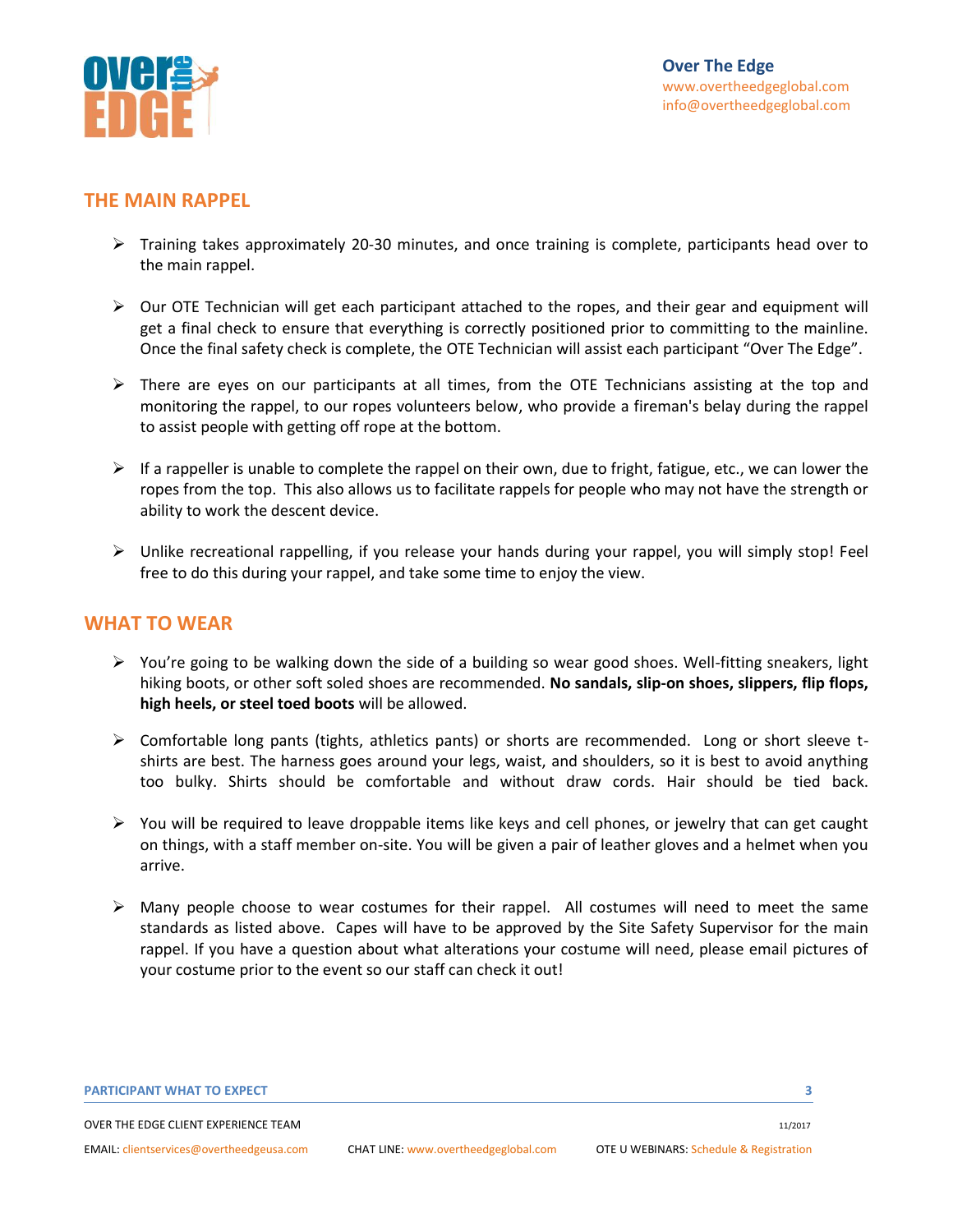## THE MAIN RAPPEL

- Training takes approximately 20-30 minutes, and once training is complete, participants head over to the main rappel.
- Our OTE Technician will get each participant attached to the ropes, and their gear and equipment will get a final check to ensure that everything is correctly positioned prior to committing to the mainline. Once the final safety check is complete, the OTE Technician will assist each participant "Over The Edge".
- There are eyes on our participants at all times, from the OTE Technicians assisting at the top and monitoring the rappel, to our ropes volunteers below, who provide a fireman's belay during the rappel to assist people with getting off rope at the bottom.
- If a rappeller is unable to complete the rappel on their own, due to fright, fatigue, etc., we can lower the ropes from the top. This also allows us to facilitate rappels for people who may not have the strength or ability to work the descent device.
- Unlike recreational rappelling, if you release your hands during your rappel, you will simply stop! Feel free to do this during your rappel, and take some time to enjoy the view.

## WHAT TO WEAR

- You're going to be walking down the side of a building so wear good shoes. Well-fitting sneakers, light hiking boots, or other soft soled shoes are recommended. **No sandals, slip-on shoes, slippers, flip flops, high heels, or steel toed boots** will be allowed.
- Comfortable long pants (tights, athletics pants) or shorts are recommended. Long or short sleeve t-shirts are best. The harness goes around your legs, waist, and shoulders, so it is best to avoid anything too bulky. Shirts should be comfortable and without draw cords. Hair should be tied back.
- You will be required to leave droppable items like keys and cell phones, or jewelry that can get caught on things, with a staff member on-site. You will be given a pair of leather gloves and a helmet when you arrive.
- Many people choose to wear costumes for their rappel. All costumes will need to meet the same standards as listed above. Capes will have to be approved by the Site Safety Supervisor for the main rappel. If you have a question about what alterations your costume will need, please email pictures of your costume prior to the event so our staff can check it out!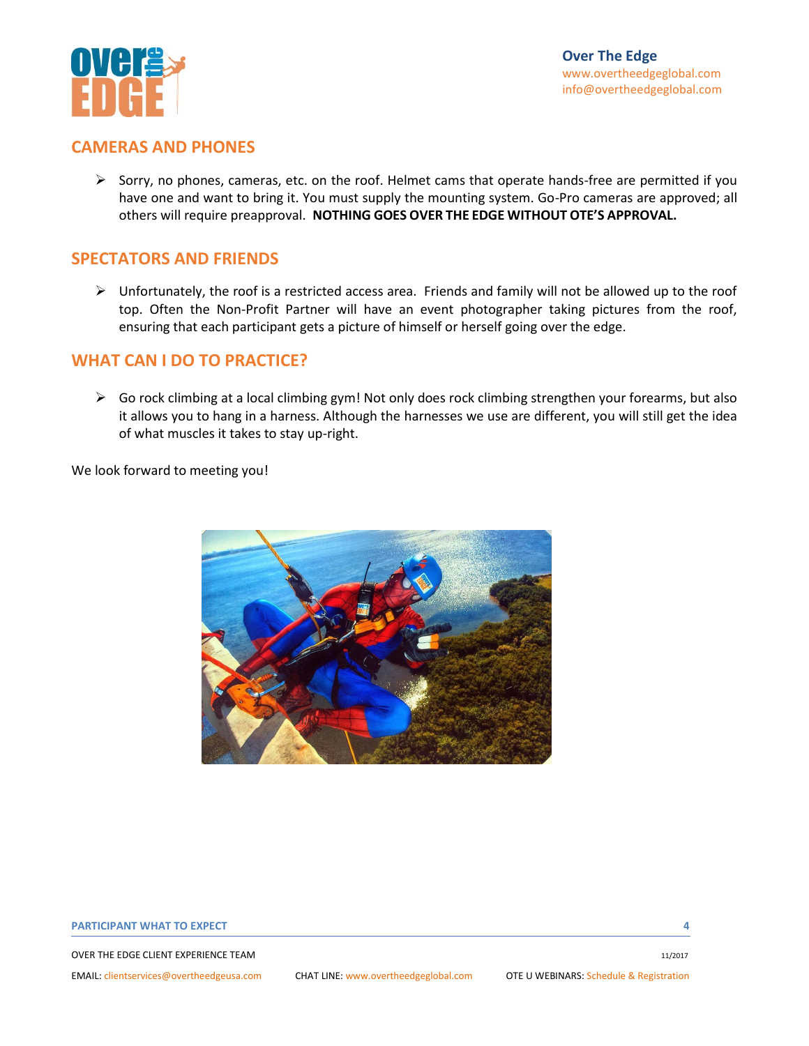## CAMERAS AND PHONES

- Sorry, no phones, cameras, etc. on the roof. Helmet cams that operate hands-free are permitted if you have one and want to bring it. You must supply the mounting system. Go-Pro cameras are approved; all others will require preapproval. **NOTHING GOES OVER THE EDGE WITHOUT OTE'S APPROVAL.**

## SPECTATORS AND FRIENDS

- Unfortunately, the roof is a restricted access area. Friends and family will not be allowed up to the roof top. Often the Non-Profit Partner will have an event photographer taking pictures from the roof, ensuring that each participant gets a picture of himself or herself going over the edge.

## WHAT CAN I DO TO PRACTICE?

- Go rock climbing at a local climbing gym! Not only does rock climbing strengthen your forearms, but also it allows you to hang in a harness. Although the harnesses we use are different, you will still get the idea of what muscles it takes to stay up-right.

We look forward to meeting you!